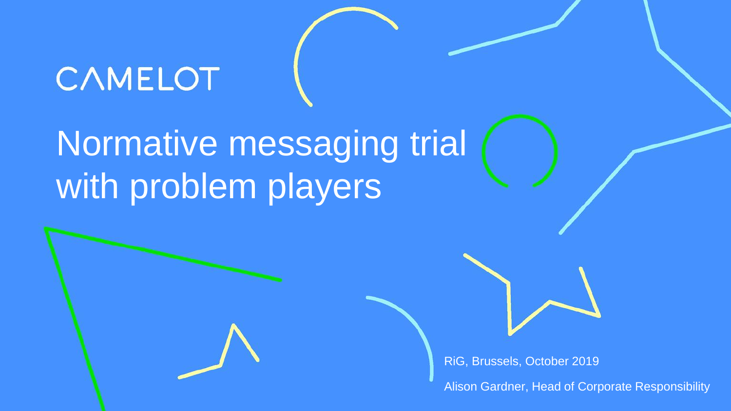CAMELOT

# Normative messaging trial with problem players

RiG, Brussels, October 2019

Alison Gardner, Head of Corporate Responsibility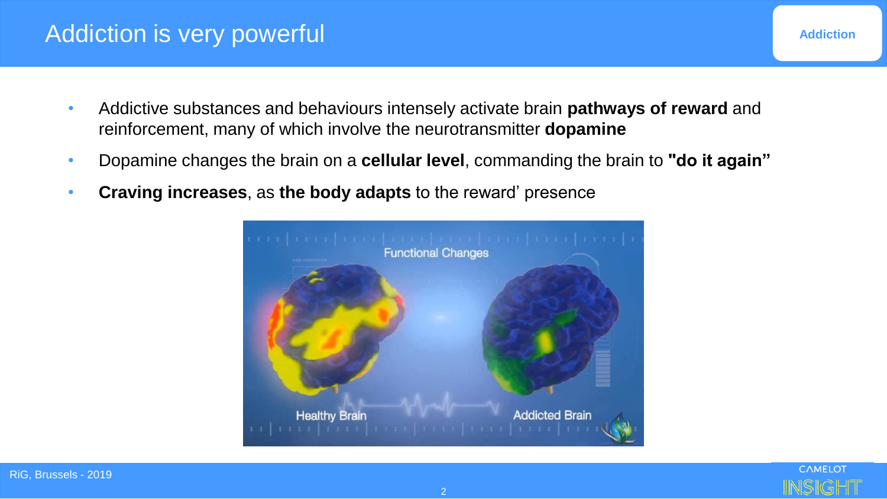# Addiction is very powerful

- Addictive substances and behaviours intensely activate brain **pathways of reward** and reinforcement, many of which involve the neurotransmitter **dopamine**
- Dopamine changes the brain on a **cellular level**, commanding the brain to **"do it again"**
- **Craving increases**, as **the body adapts** to the reward' presence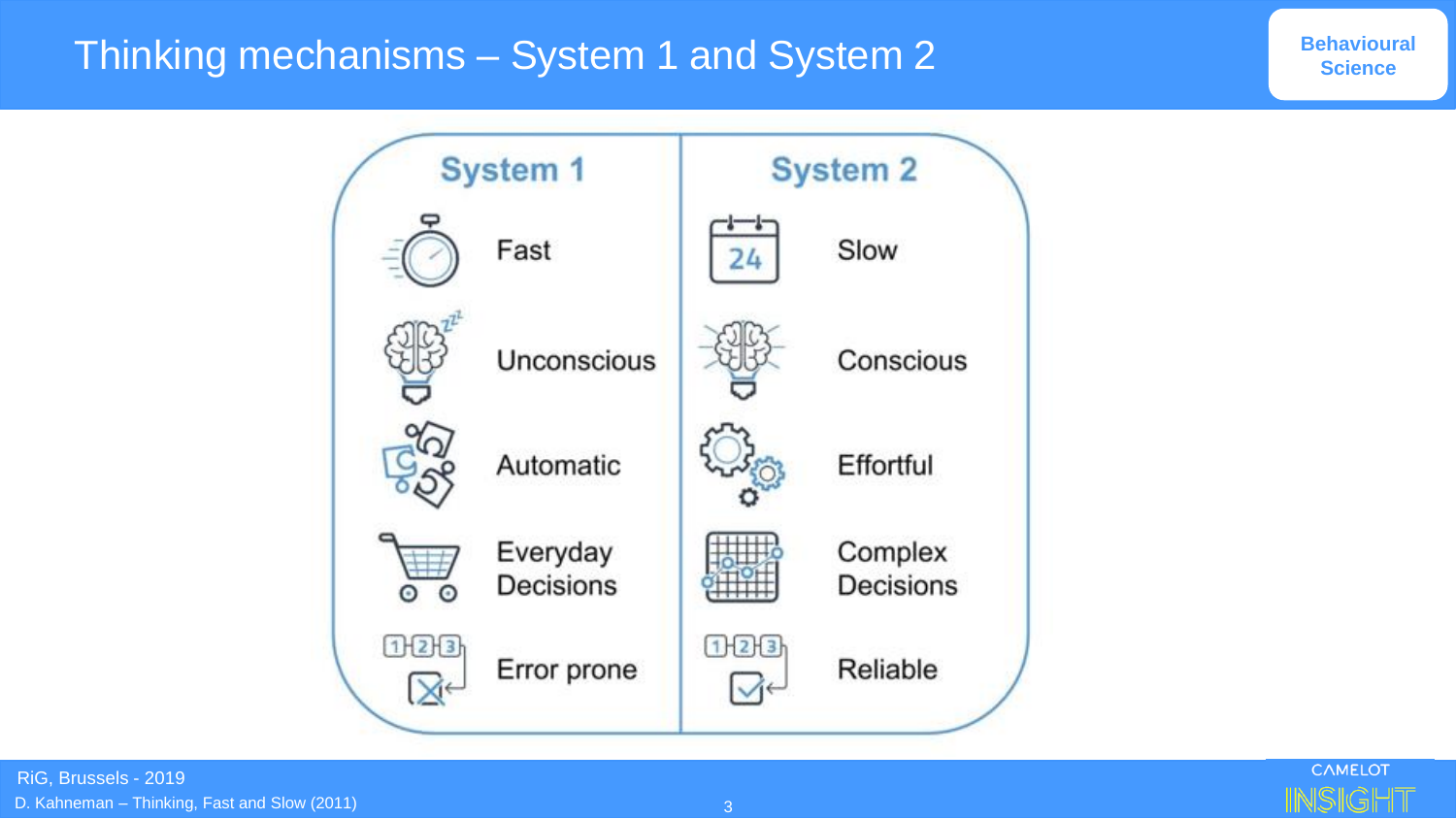# Thinking mechanisms – System 1 and System 2

**Behavioural Science**

| System 1 | System 2 |
|---|---|
| Fast | Slow |
| Unconscious | Conscious |
| Automatic | Effortful |
| Everyday Decisions | Complex Decisions |
| Error prone | Reliable |

RiG, Brussels - 2019

D. Kahneman – Thinking, Fast and Slow (2011)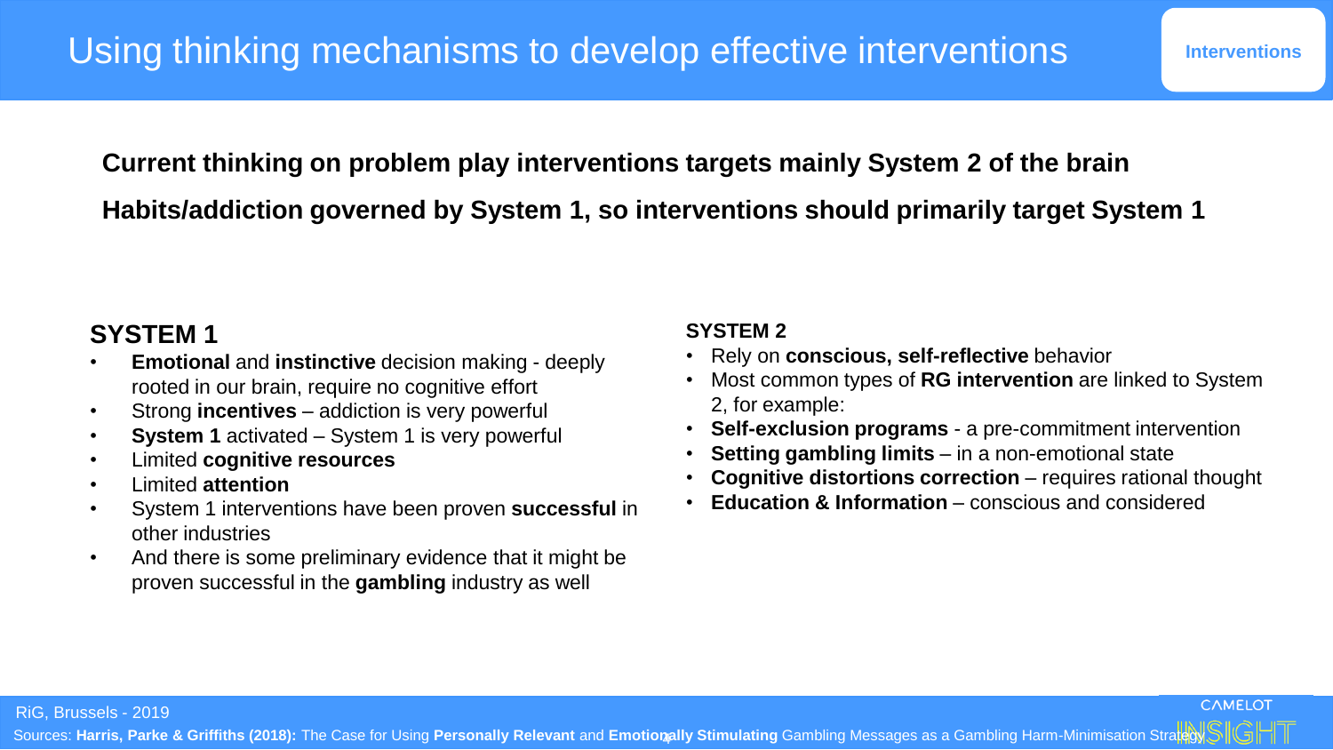# Using thinking mechanisms to develop effective interventions

Interventions

**Current thinking on problem play interventions targets mainly System 2 of the brain**

**Habits/addiction governed by System 1, so interventions should primarily target System 1**

## SYSTEM 1

- **Emotional** and **instinctive** decision making - deeply rooted in our brain, require no cognitive effort
- Strong **incentives** – addiction is very powerful
- **System 1** activated – System 1 is very powerful
- Limited **cognitive resources**
- Limited **attention**
- System 1 interventions have been proven **successful** in other industries
- And there is some preliminary evidence that it might be proven successful in the **gambling** industry as well

## SYSTEM 2

- Rely on **conscious, self-reflective** behavior
- Most common types of **RG intervention** are linked to System 2, for example:
- **Self-exclusion programs** - a pre-commitment intervention
- **Setting gambling limits** – in a non-emotional state
- **Cognitive distortions correction** – requires rational thought
- **Education & Information** – conscious and considered

RiG, Brussels - 2019

Sources: **Harris, Parke & Griffiths (2018):** The Case for Using **Personally Relevant** and **Emotionally Stimulating** Gambling Messages as a Gambling Harm-Minimisation Strategy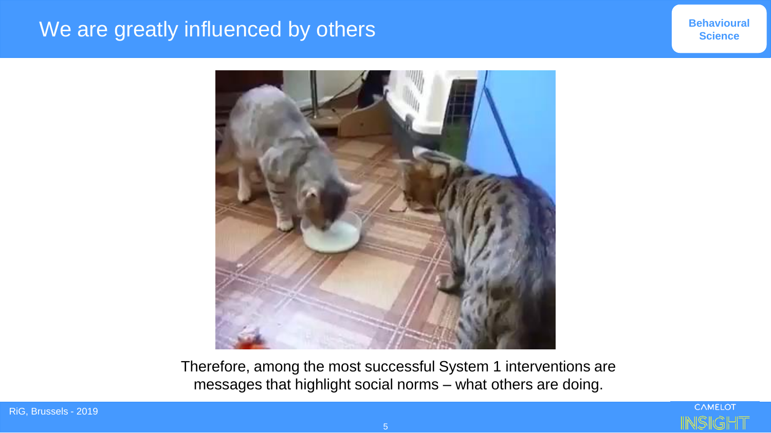# We are greatly influenced by others

Behavioural Science

Therefore, among the most successful System 1 interventions are messages that highlight social norms – what others are doing.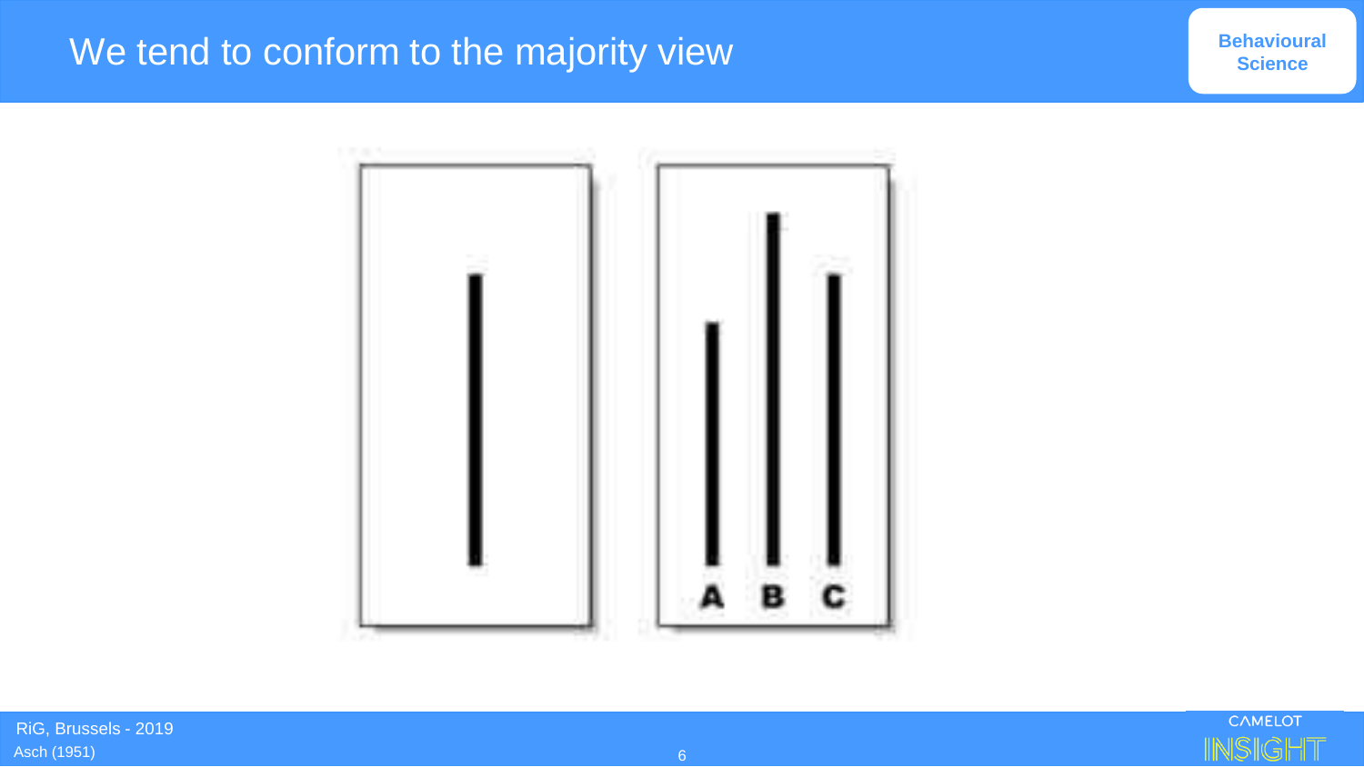# We tend to conform to the majority view

Behavioural Science

A B C

Asch (1951)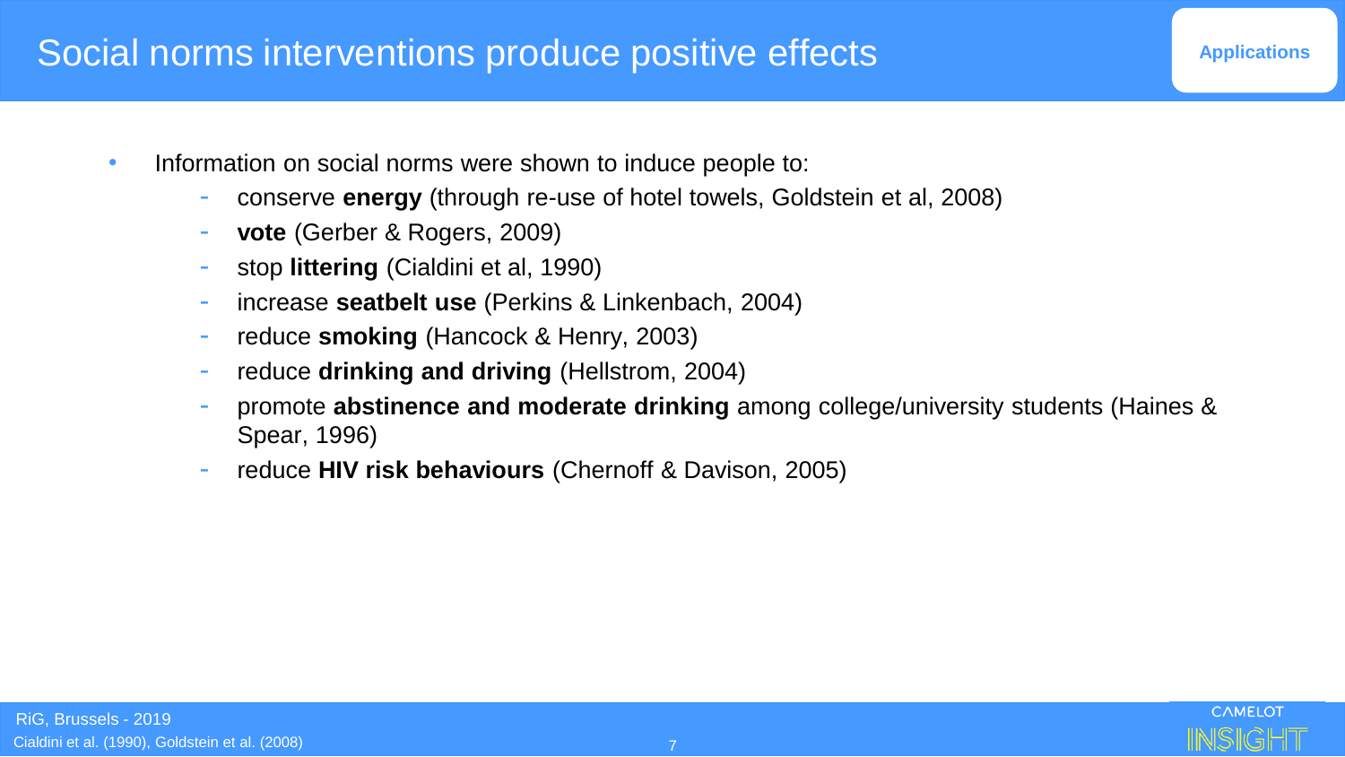# Social norms interventions produce positive effects

Applications

- Information on social norms were shown to induce people to:
  - conserve **energy** (through re-use of hotel towels, Goldstein et al, 2008)
  - **vote** (Gerber & Rogers, 2009)
  - stop **littering** (Cialdini et al, 1990)
  - increase **seatbelt use** (Perkins & Linkenbach, 2004)
  - reduce **smoking** (Hancock & Henry, 2003)
  - reduce **drinking and driving** (Hellstrom, 2004)
  - promote **abstinence and moderate drinking** among college/university students (Haines & Spear, 1996)
  - reduce **HIV risk behaviours** (Chernoff & Davison, 2005)

Cialdini et al. (1990), Goldstein et al. (2008)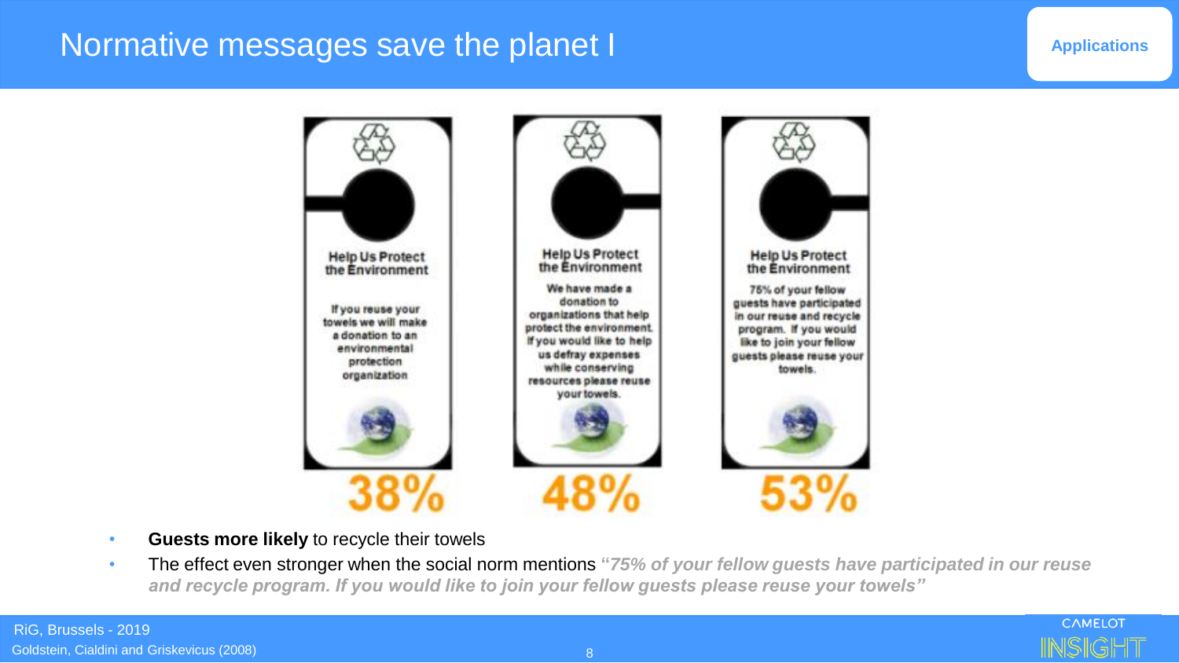# Normative messages save the planet I

Applications

**Help Us Protect the Environment**

If you reuse your towels we will make a donation to an environmental protection organization

**38%**

**Help Us Protect the Environment**

We have made a donation to organizations that help protect the environment. If you would like to help us defray expenses while conserving resources please reuse your towels.

**48%**

**Help Us Protect the Environment**

75% of your fellow guests have participated in our reuse and recycle program. If you would like to join your fellow guests please reuse your towels.

**53%**

- **Guests more likely** to recycle their towels
- The effect even stronger when the social norm mentions ***"75% of your fellow guests have participated in our reuse and recycle program. If you would like to join your fellow guests please reuse your towels"***

RiG, Brussels - 2019

Goldstein, Cialdini and Griskevicus (2008)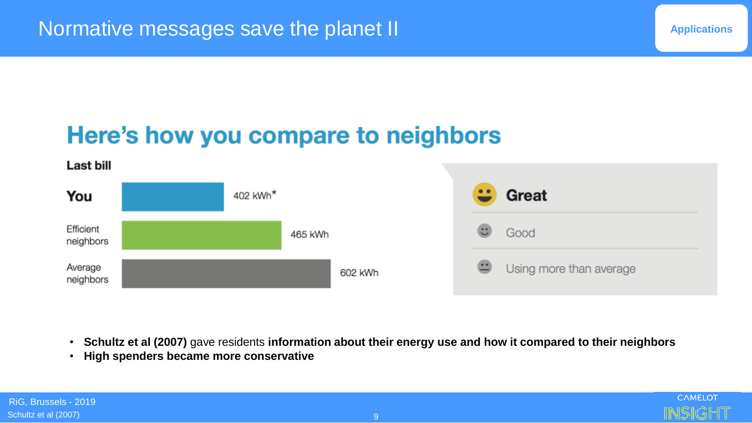# Normative messages save the planet II

Applications

## Here's how you compare to neighbors

**Last bill**

| | |
|---|---|
| **You** | 402 kWh* |
| Efficient neighbors | 465 kWh |
| Average neighbors | 602 kWh |

- **Great**
- Good
- Using more than average

- **Schultz et al (2007)** gave residents **information about their energy use and how it compared to their neighbors**
- **High spenders became more conservative**

Schultz et al (2007)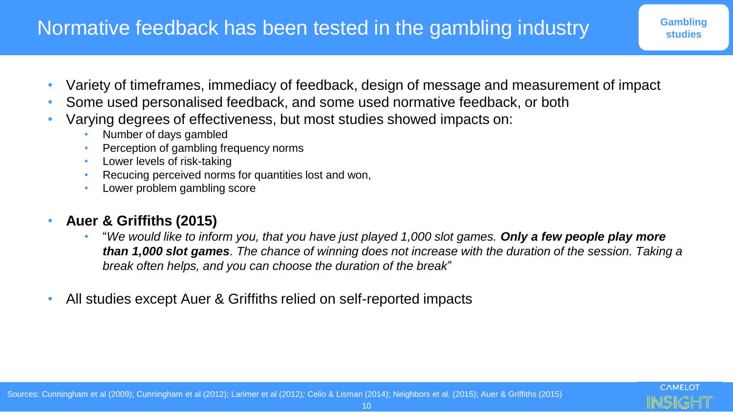# Normative feedback has been tested in the gambling industry

Gambling studies

- Variety of timeframes, immediacy of feedback, design of message and measurement of impact
- Some used personalised feedback, and some used normative feedback, or both
- Varying degrees of effectiveness, but most studies showed impacts on:
  - Number of days gambled
  - Perception of gambling frequency norms
  - Lower levels of risk-taking
  - Recucing perceived norms for quantities lost and won,
  - Lower problem gambling score
- **Auer & Griffiths (2015)**
  - "*We would like to inform you, that you have just played 1,000 slot games.* ***Only a few people play more than 1,000 slot games****. The chance of winning does not increase with the duration of the session. Taking a break often helps, and you can choose the duration of the break*"
- All studies except Auer & Griffiths relied on self-reported impacts

Sources: Cunningham et al (2009); Cunningham et al (2012); Larimer et al (2012); Celio & Lisman (2014); Neighbors et al. (2015); Auer & Griffiths (2015)

CAMELOT INSIGHT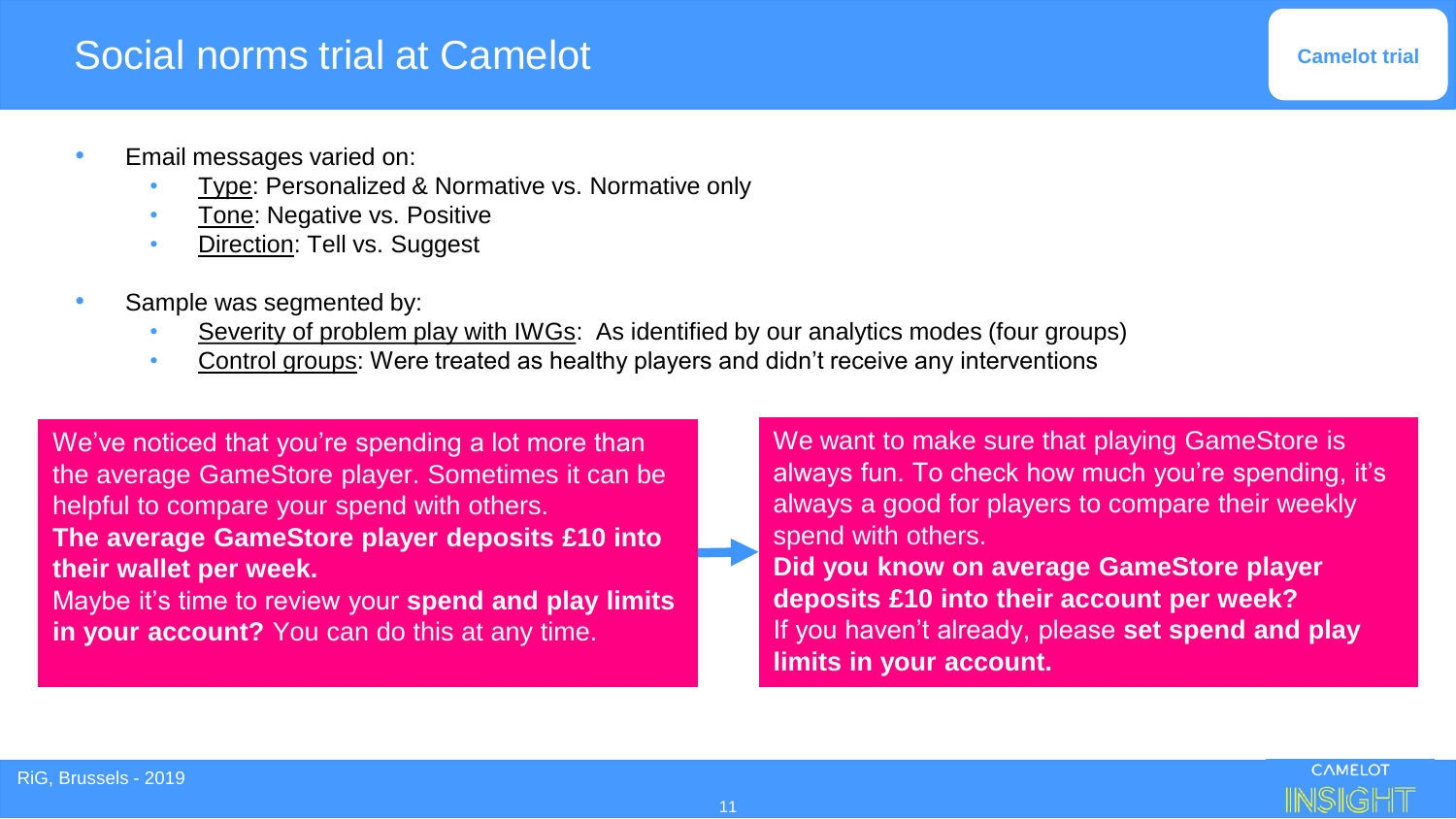# Social norms trial at Camelot

Camelot trial

- Email messages varied on:
  - Type: Personalized & Normative vs. Normative only
  - Tone: Negative vs. Positive
  - Direction: Tell vs. Suggest
- Sample was segmented by:
  - Severity of problem play with IWGs: As identified by our analytics modes (four groups)
  - Control groups: Were treated as healthy players and didn't receive any interventions

We've noticed that you're spending a lot more than the average GameStore player. Sometimes it can be helpful to compare your spend with others.
**The average GameStore player deposits £10 into their wallet per week.**
Maybe it's time to review your **spend and play limits in your account?** You can do this at any time.

→

We want to make sure that playing GameStore is always fun. To check how much you're spending, it's always a good for players to compare their weekly spend with others.
**Did you know on average GameStore player deposits £10 into their account per week?**
If you haven't already, please **set spend and play limits in your account.**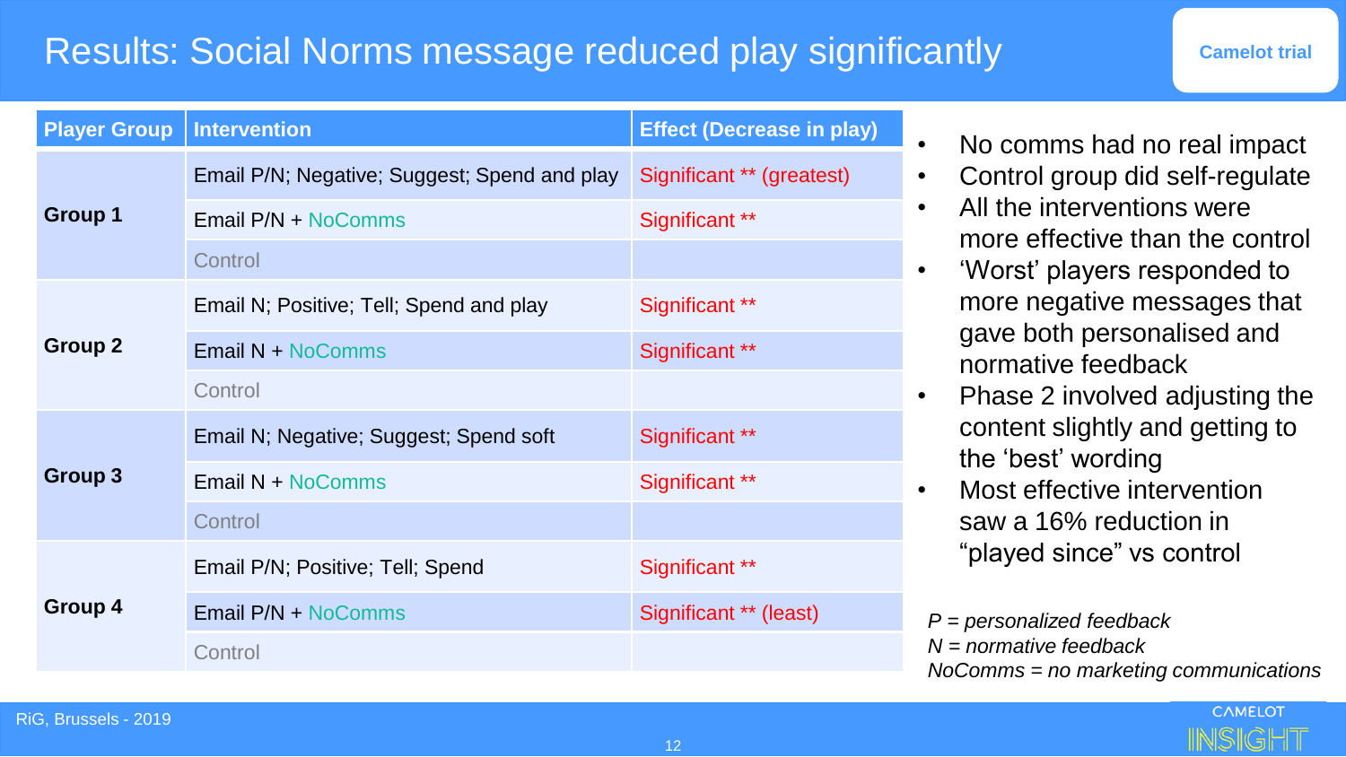# Results: Social Norms message reduced play significantly

Camelot trial

| Player Group | Intervention | Effect (Decrease in play) |
|---|---|---|
| Group 1 | Email P/N; Negative; Suggest; Spend and play | Significant ** (greatest) |
| | Email P/N + NoComms | Significant ** |
| | Control | |
| Group 2 | Email N; Positive; Tell; Spend and play | Significant ** |
| | Email N + NoComms | Significant ** |
| | Control | |
| Group 3 | Email N; Negative; Suggest; Spend soft | Significant ** |
| | Email N + NoComms | Significant ** |
| | Control | |
| Group 4 | Email P/N; Positive; Tell; Spend | Significant ** |
| | Email P/N + NoComms | Significant ** (least) |
| | Control | |

- No comms had no real impact
- Control group did self-regulate
- All the interventions were more effective than the control
- 'Worst' players responded to more negative messages that gave both personalised and normative feedback
- Phase 2 involved adjusting the content slightly and getting to the 'best' wording
- Most effective intervention saw a 16% reduction in "played since" vs control

*P = personalized feedback*
*N = normative feedback*
*NoComms = no marketing communications*

RiG, Brussels - 2019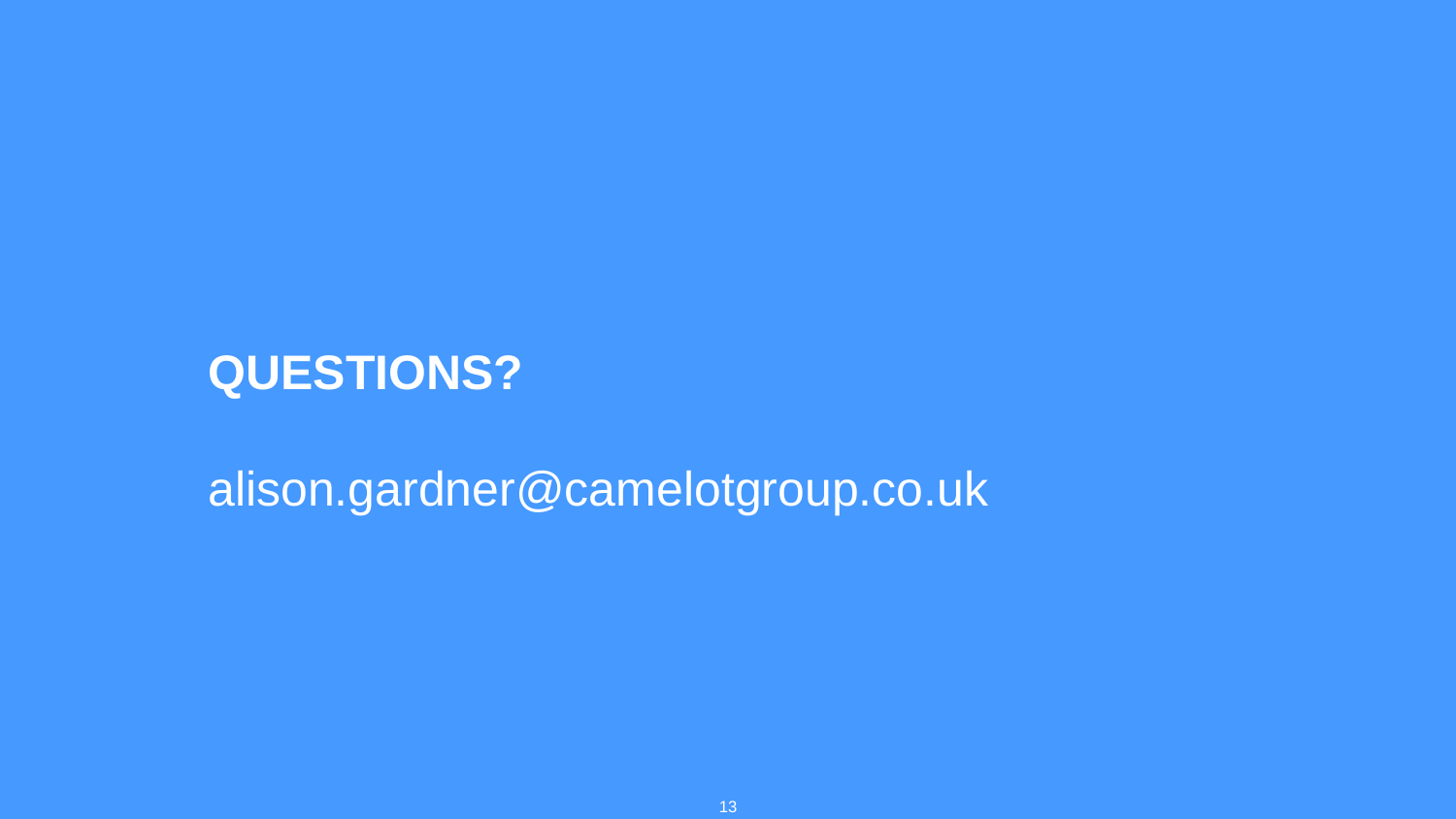# QUESTIONS?

alison.gardner@camelotgroup.co.uk